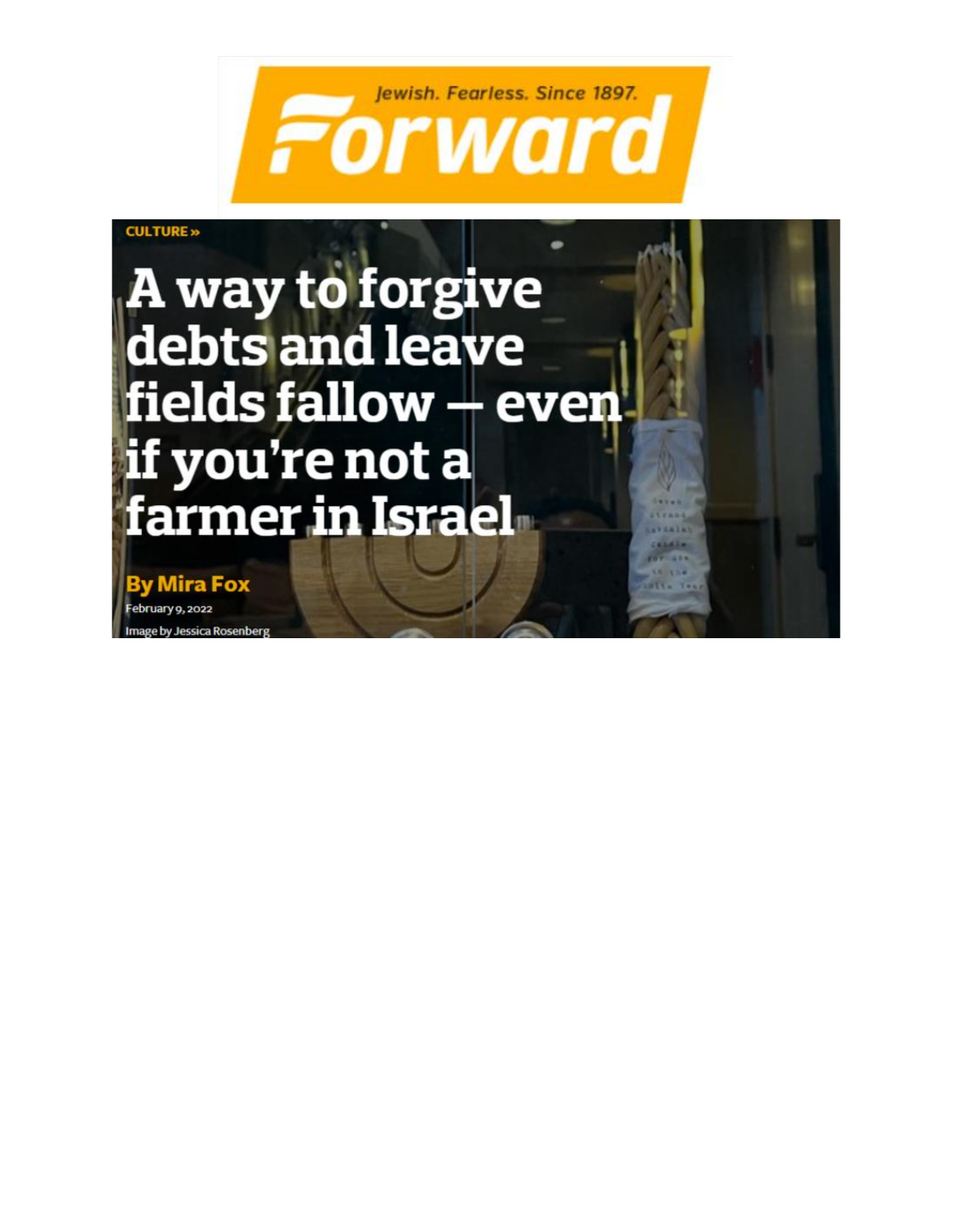Jewish. Fearless. Since 1897.

Forward

CULTURE »

# A way to forgive debts and leave fields fallow — even if you're not a farmer in Israel

**By Mira Fox**

February 9, 2022

Image by Jessica Rosenberg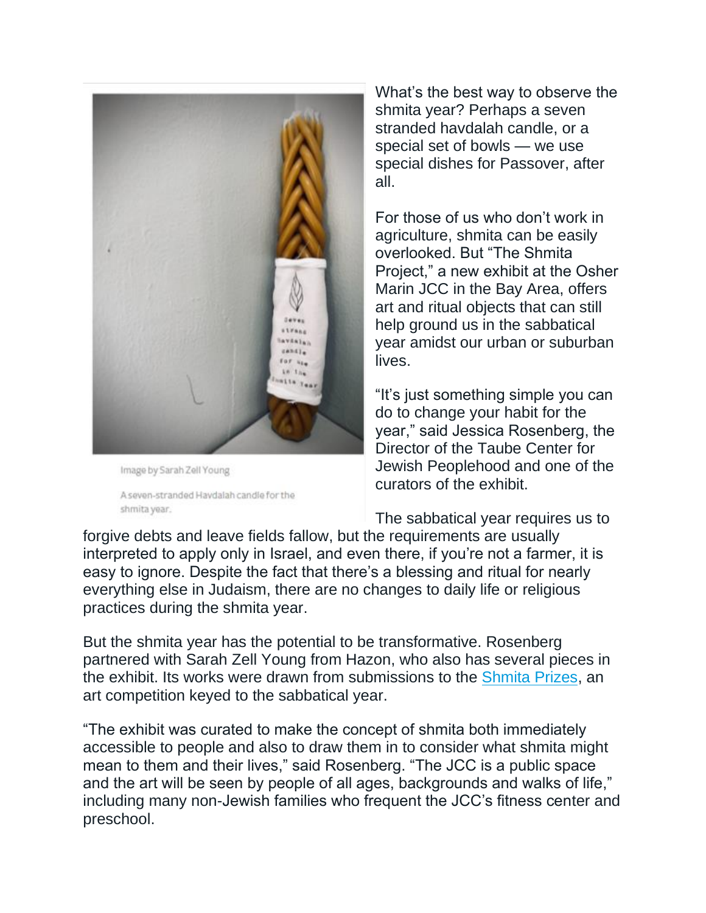Image by Sarah Zell Young

A seven-stranded Havdalah candle for the shmita year.

What's the best way to observe the shmita year? Perhaps a seven stranded havdalah candle, or a special set of bowls — we use special dishes for Passover, after all.

For those of us who don't work in agriculture, shmita can be easily overlooked. But "The Shmita Project," a new exhibit at the Osher Marin JCC in the Bay Area, offers art and ritual objects that can still help ground us in the sabbatical year amidst our urban or suburban lives.

"It's just something simple you can do to change your habit for the year," said Jessica Rosenberg, the Director of the Taube Center for Jewish Peoplehood and one of the curators of the exhibit.

The sabbatical year requires us to forgive debts and leave fields fallow, but the requirements are usually interpreted to apply only in Israel, and even there, if you're not a farmer, it is easy to ignore. Despite the fact that there's a blessing and ritual for nearly everything else in Judaism, there are no changes to daily life or religious practices during the shmita year.

But the shmita year has the potential to be transformative. Rosenberg partnered with Sarah Zell Young from Hazon, who also has several pieces in the exhibit. Its works were drawn from submissions to the Shmita Prizes, an art competition keyed to the sabbatical year.

"The exhibit was curated to make the concept of shmita both immediately accessible to people and also to draw them in to consider what shmita might mean to them and their lives," said Rosenberg. "The JCC is a public space and the art will be seen by people of all ages, backgrounds and walks of life," including many non-Jewish families who frequent the JCC's fitness center and preschool.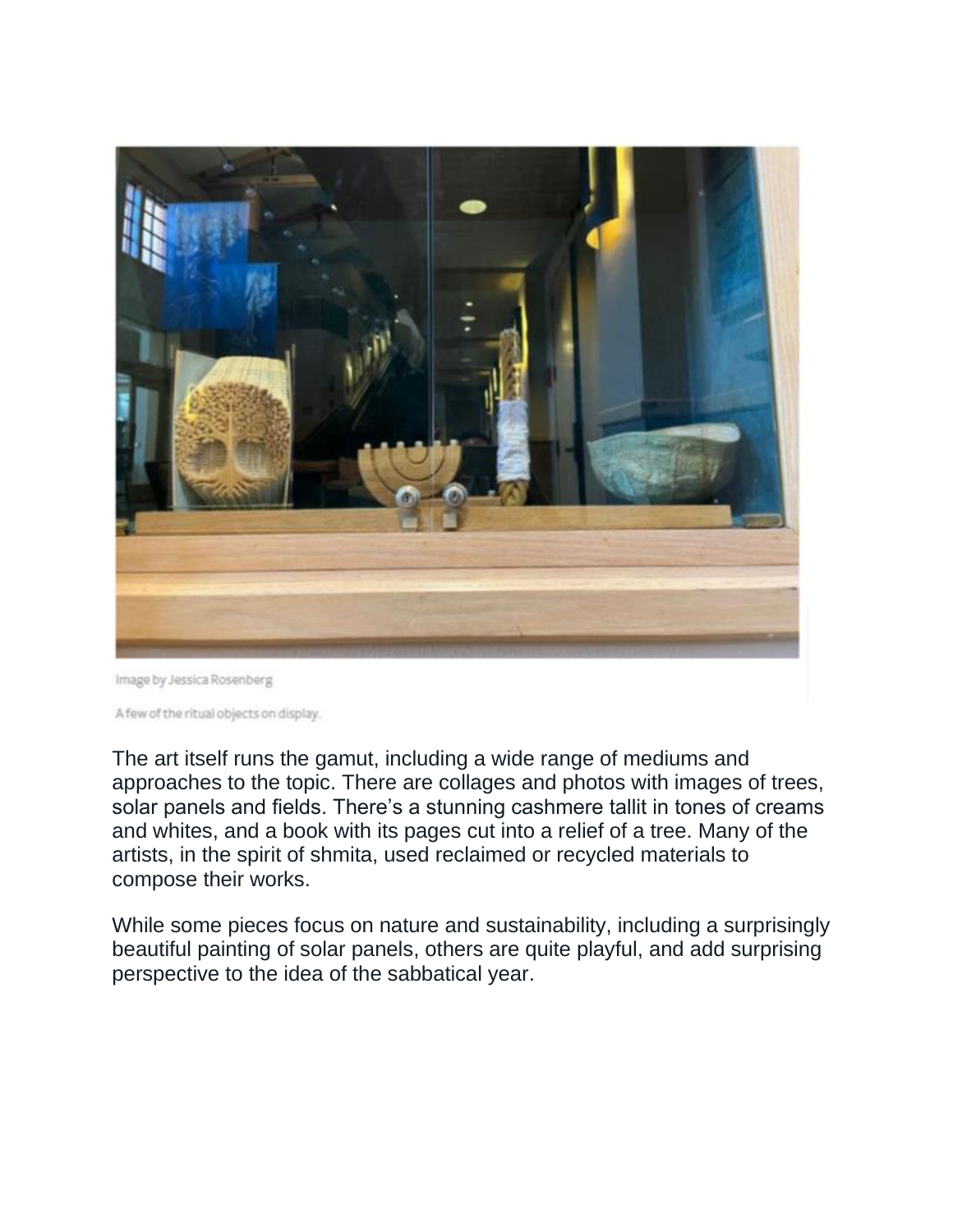Image by Jessica Rosenberg

A few of the ritual objects on display.

The art itself runs the gamut, including a wide range of mediums and approaches to the topic. There are collages and photos with images of trees, solar panels and fields. There's a stunning cashmere tallit in tones of creams and whites, and a book with its pages cut into a relief of a tree. Many of the artists, in the spirit of shmita, used reclaimed or recycled materials to compose their works.

While some pieces focus on nature and sustainability, including a surprisingly beautiful painting of solar panels, others are quite playful, and add surprising perspective to the idea of the sabbatical year.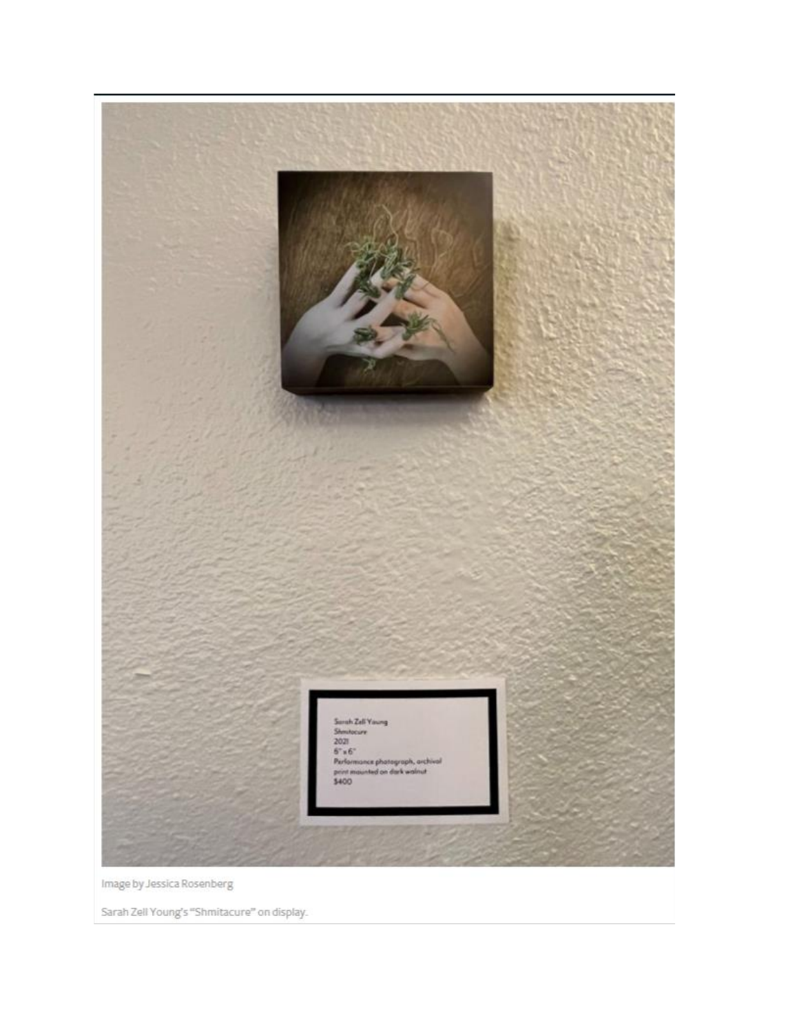Sarah Zell Young
Shmitacure
2021
6" x 6"
Performance photograph, archival print mounted on dark walnut
$400

Image by Jessica Rosenberg

Sarah Zell Young's "Shmitacure" on display.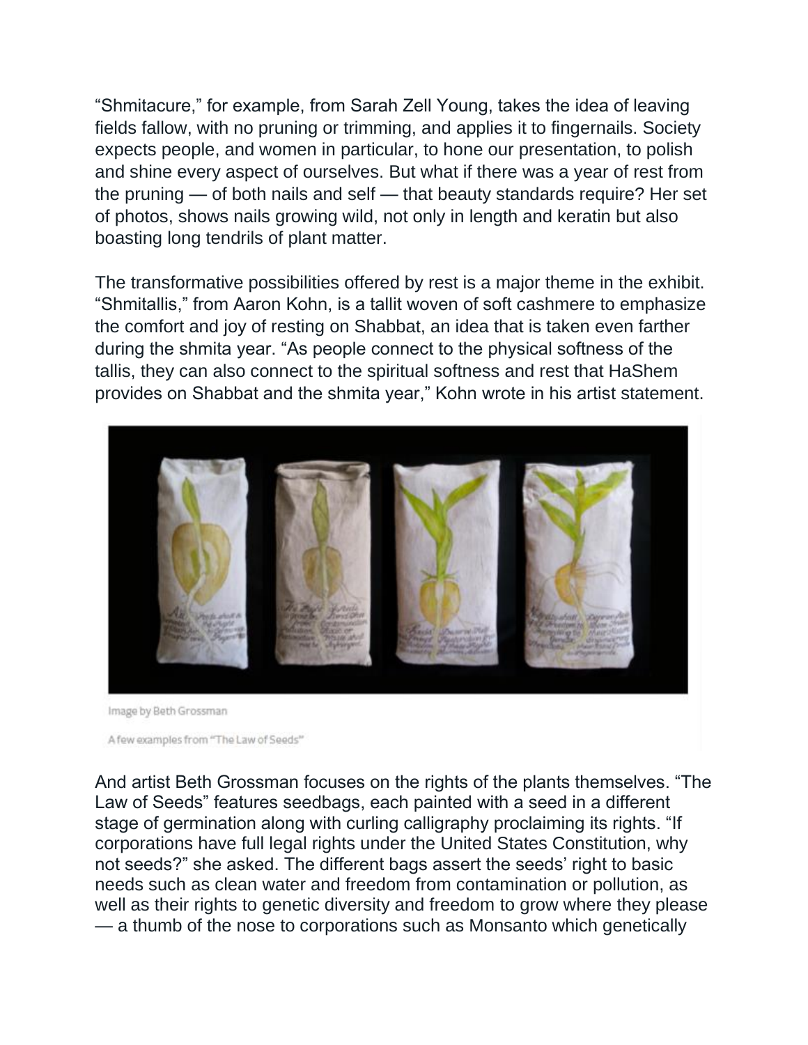“Shmitacure,” for example, from Sarah Zell Young, takes the idea of leaving fields fallow, with no pruning or trimming, and applies it to fingernails. Society expects people, and women in particular, to hone our presentation, to polish and shine every aspect of ourselves. But what if there was a year of rest from the pruning — of both nails and self — that beauty standards require? Her set of photos, shows nails growing wild, not only in length and keratin but also boasting long tendrils of plant matter.

The transformative possibilities offered by rest is a major theme in the exhibit. “Shmitallis,” from Aaron Kohn, is a tallit woven of soft cashmere to emphasize the comfort and joy of resting on Shabbat, an idea that is taken even farther during the shmita year. “As people connect to the physical softness of the tallis, they can also connect to the spiritual softness and rest that HaShem provides on Shabbat and the shmita year,” Kohn wrote in his artist statement.

Image by Beth Grossman

A few examples from “The Law of Seeds”

And artist Beth Grossman focuses on the rights of the plants themselves. “The Law of Seeds” features seedbags, each painted with a seed in a different stage of germination along with curling calligraphy proclaiming its rights. “If corporations have full legal rights under the United States Constitution, why not seeds?” she asked. The different bags assert the seeds’ right to basic needs such as clean water and freedom from contamination or pollution, as well as their rights to genetic diversity and freedom to grow where they please — a thumb of the nose to corporations such as Monsanto which genetically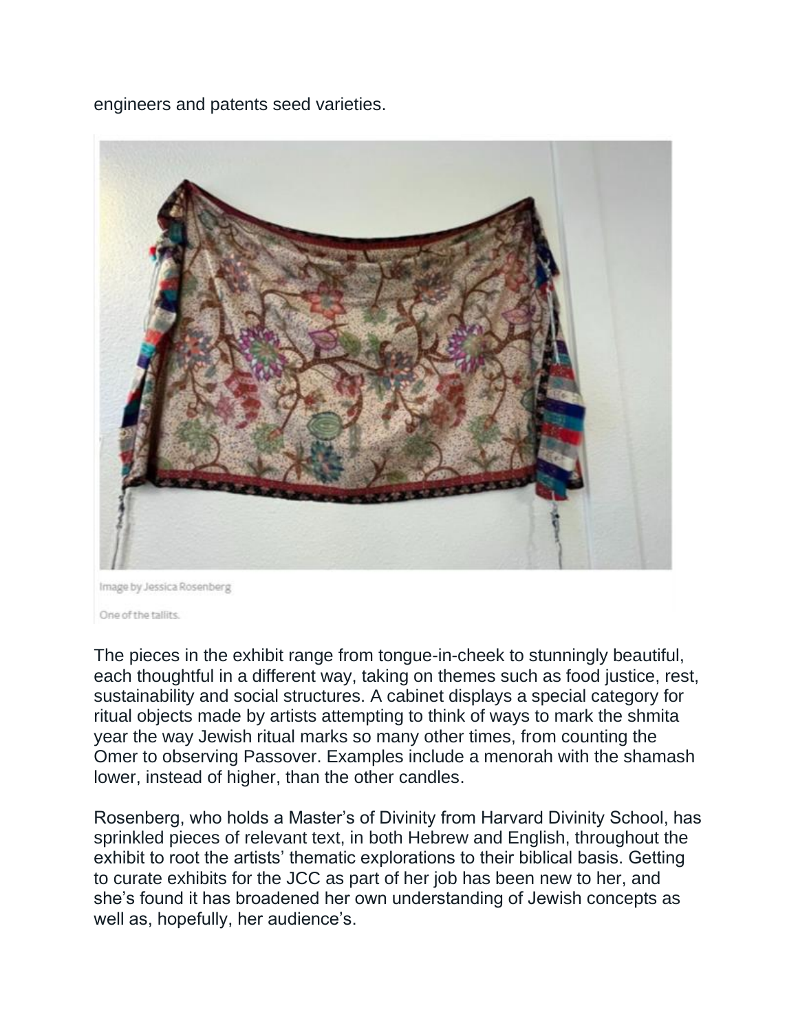engineers and patents seed varieties.

Image by Jessica Rosenberg

One of the tallits.

The pieces in the exhibit range from tongue-in-cheek to stunningly beautiful, each thoughtful in a different way, taking on themes such as food justice, rest, sustainability and social structures. A cabinet displays a special category for ritual objects made by artists attempting to think of ways to mark the shmita year the way Jewish ritual marks so many other times, from counting the Omer to observing Passover. Examples include a menorah with the shamash lower, instead of higher, than the other candles.

Rosenberg, who holds a Master's of Divinity from Harvard Divinity School, has sprinkled pieces of relevant text, in both Hebrew and English, throughout the exhibit to root the artists' thematic explorations to their biblical basis. Getting to curate exhibits for the JCC as part of her job has been new to her, and she's found it has broadened her own understanding of Jewish concepts as well as, hopefully, her audience's.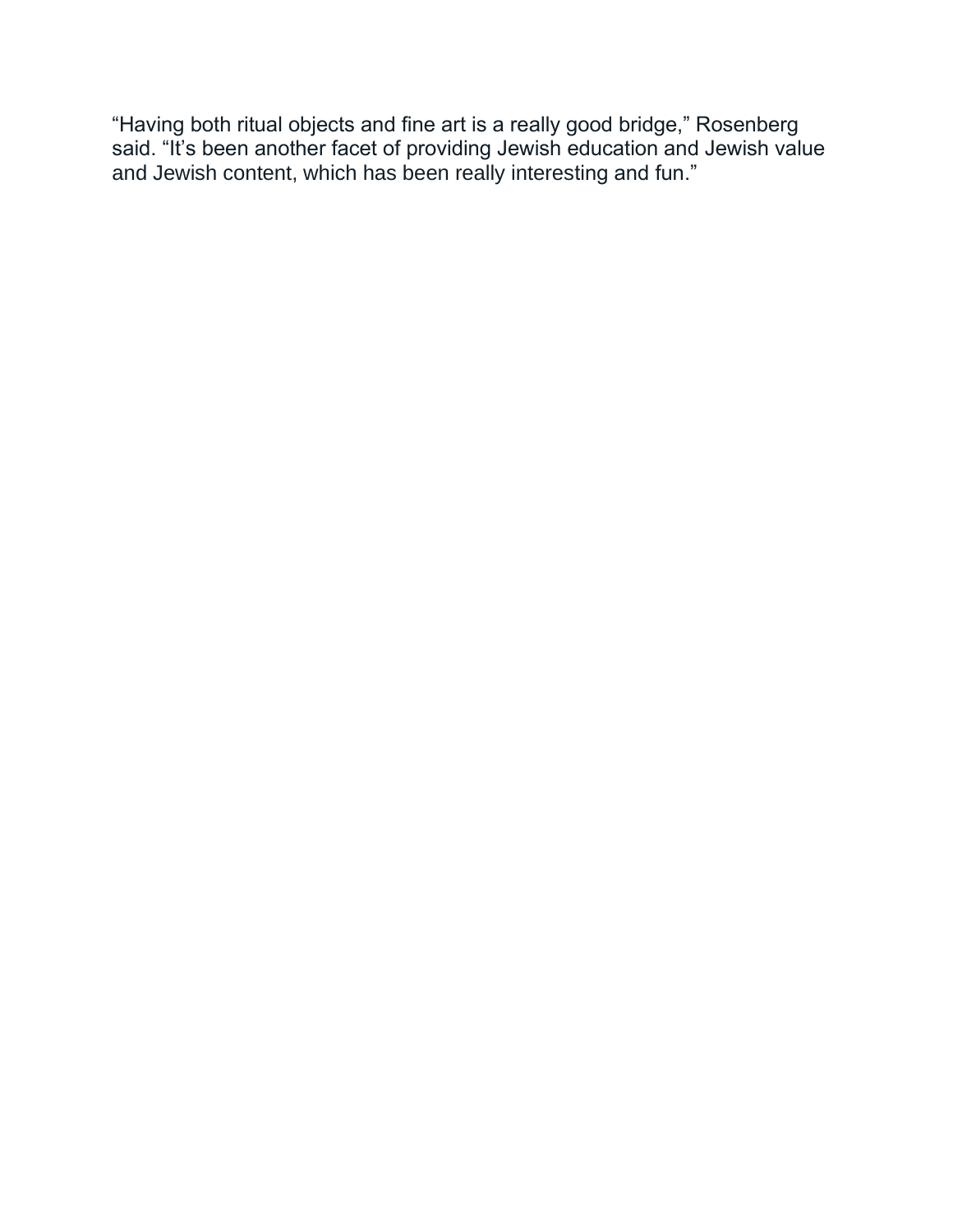“Having both ritual objects and fine art is a really good bridge,” Rosenberg said. “It’s been another facet of providing Jewish education and Jewish value and Jewish content, which has been really interesting and fun.”